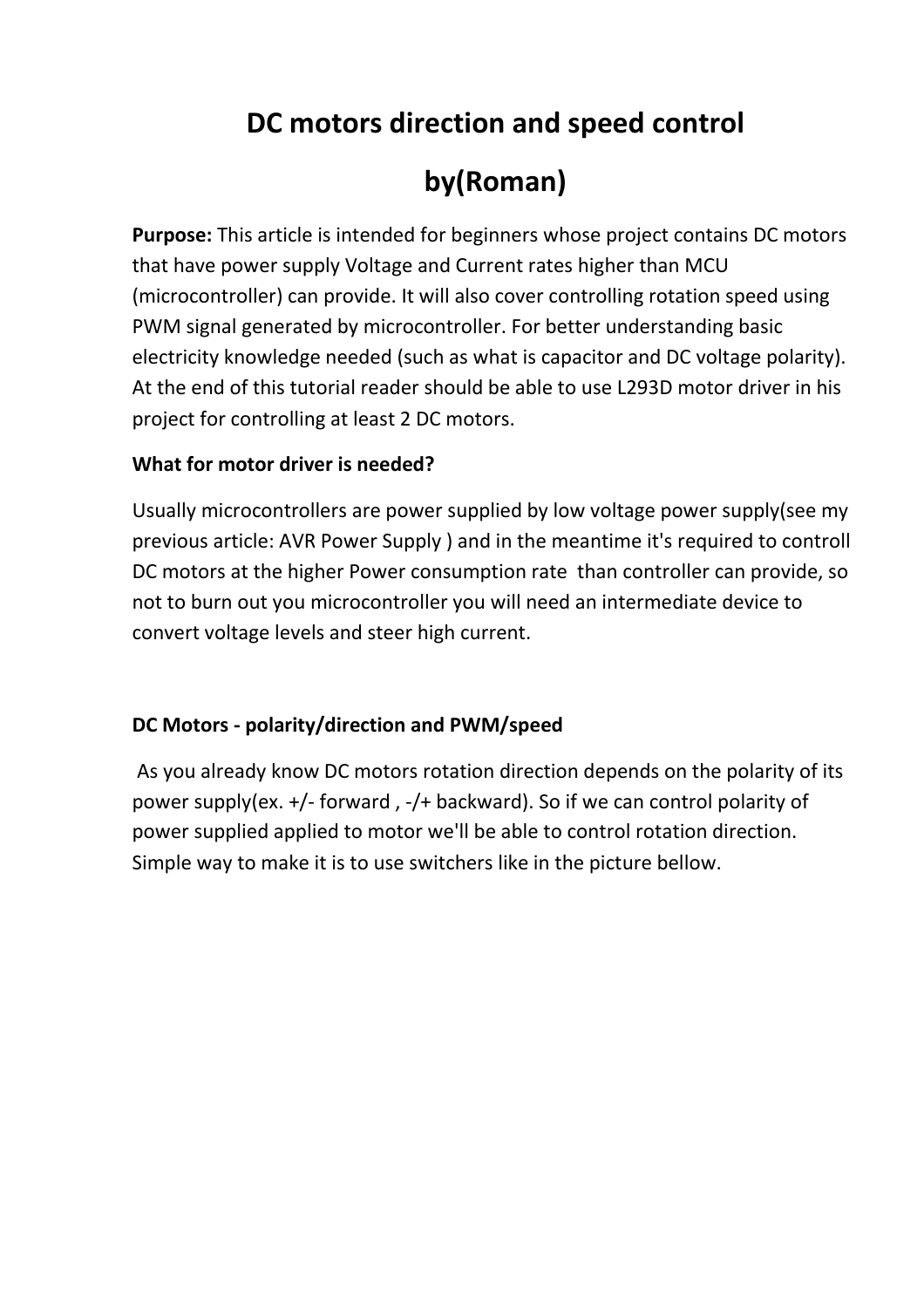# DC motors direction and speed control

# by(Roman)

**Purpose:** This article is intended for beginners whose project contains DC motors that have power supply Voltage and Current rates higher than MCU (microcontroller) can provide. It will also cover controlling rotation speed using PWM signal generated by microcontroller. For better understanding basic electricity knowledge needed (such as what is capacitor and DC voltage polarity). At the end of this tutorial reader should be able to use L293D motor driver in his project for controlling at least 2 DC motors.

**What for motor driver is needed?**

Usually microcontrollers are power supplied by low voltage power supply(see my previous article: AVR Power Supply ) and in the meantime it's required to controll DC motors at the higher Power consumption rate than controller can provide, so not to burn out you microcontroller you will need an intermediate device to convert voltage levels and steer high current.

**DC Motors - polarity/direction and PWM/speed**

As you already know DC motors rotation direction depends on the polarity of its power supply(ex. +/- forward , -/+ backward). So if we can control polarity of power supplied applied to motor we'll be able to control rotation direction. Simple way to make it is to use switchers like in the picture bellow.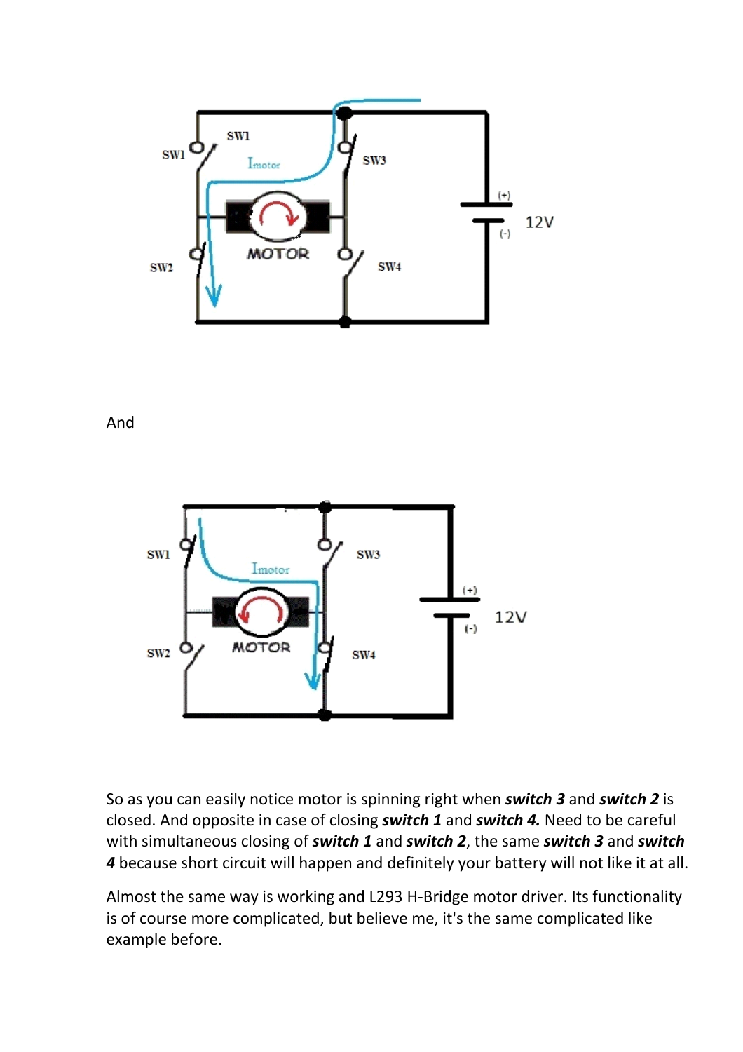And

So as you can easily notice motor is spinning right when ***switch 3*** and ***switch 2*** is closed. And opposite in case of closing ***switch 1*** and ***switch 4.*** Need to be careful with simultaneous closing of ***switch 1*** and ***switch 2***, the same ***switch 3*** and ***switch 4*** because short circuit will happen and definitely your battery will not like it at all.

Almost the same way is working and L293 H-Bridge motor driver. Its functionality is of course more complicated, but believe me, it's the same complicated like example before.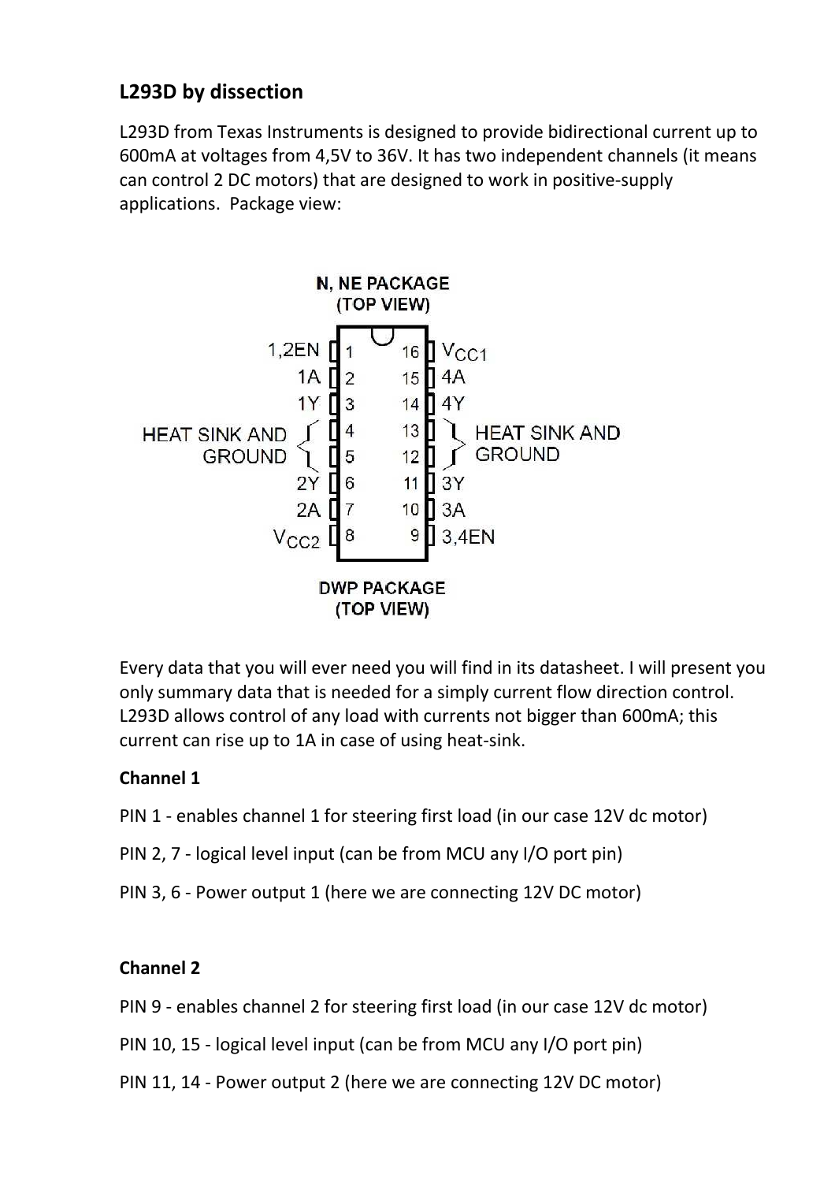## L293D by dissection

L293D from Texas Instruments is designed to provide bidirectional current up to 600mA at voltages from 4,5V to 36V. It has two independent channels (it means can control 2 DC motors) that are designed to work in positive-supply applications. Package view:

N, NE PACKAGE
(TOP VIEW)

| Label | Pin | | Pin | Label |
|---|---|---|---|---|
| 1,2EN | 1 | | 16 | $V_{CC1}$ |
| 1A | 2 | | 15 | 4A |
| 1Y | 3 | | 14 | 4Y |
| HEAT SINK AND GROUND | 4 | | 13 | HEAT SINK AND GROUND |
| HEAT SINK AND GROUND | 5 | | 12 | HEAT SINK AND GROUND |
| 2Y | 6 | | 11 | 3Y |
| 2A | 7 | | 10 | 3A |
| $V_{CC2}$ | 8 | | 9 | 3,4EN |

DWP PACKAGE
(TOP VIEW)

Every data that you will ever need you will find in its datasheet. I will present you only summary data that is needed for a simply current flow direction control. L293D allows control of any load with currents not bigger than 600mA; this current can rise up to 1A in case of using heat-sink.

**Channel 1**

PIN 1 - enables channel 1 for steering first load (in our case 12V dc motor)

PIN 2, 7 - logical level input (can be from MCU any I/O port pin)

PIN 3, 6 - Power output 1 (here we are connecting 12V DC motor)

**Channel 2**

PIN 9 - enables channel 2 for steering first load (in our case 12V dc motor)

PIN 10, 15 - logical level input (can be from MCU any I/O port pin)

PIN 11, 14 - Power output 2 (here we are connecting 12V DC motor)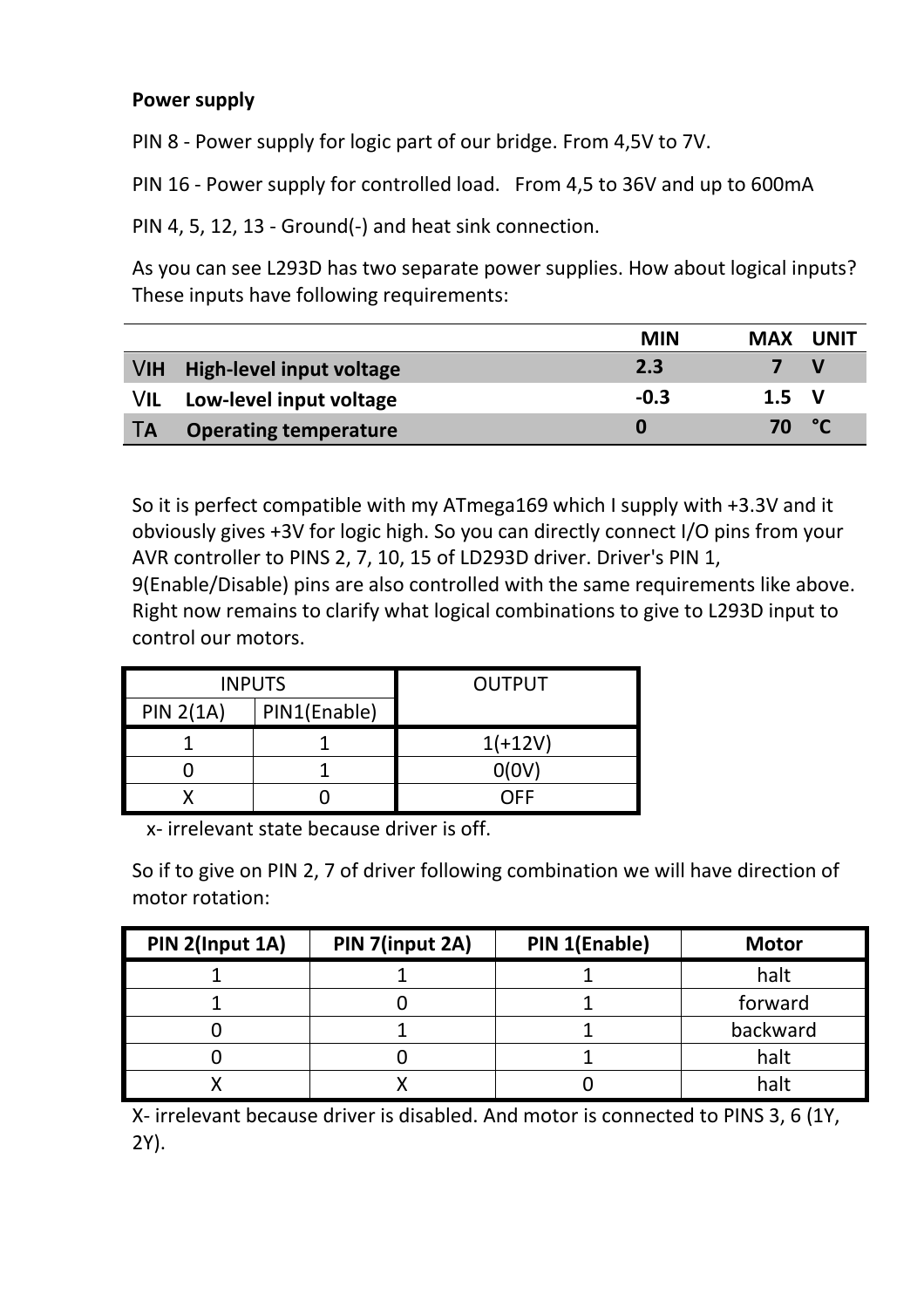**Power supply**

PIN 8 - Power supply for logic part of our bridge. From 4,5V to 7V.

PIN 16 - Power supply for controlled load.   From 4,5 to 36V and up to 600mA

PIN 4, 5, 12, 13 - Ground(-) and heat sink connection.

As you can see L293D has two separate power supplies. How about logical inputs? These inputs have following requirements:

| | | MIN | MAX | UNIT |
|---|---|---|---|---|
| VIH | **High-level input voltage** | **2.3** | **7** | **V** |
| VIL | **Low-level input voltage** | **-0.3** | **1.5** | **V** |
| TA | **Operating temperature** | **0** | **70** | **°C** |

So it is perfect compatible with my ATmega169 which I supply with +3.3V and it obviously gives +3V for logic high. So you can directly connect I/O pins from your AVR controller to PINS 2, 7, 10, 15 of LD293D driver. Driver's PIN 1, 9(Enable/Disable) pins are also controlled with the same requirements like above. Right now remains to clarify what logical combinations to give to L293D input to control our motors.

| INPUTS | | OUTPUT |
|---|---|---|
| PIN 2(1A) | PIN1(Enable) | |
| 1 | 1 | 1(+12V) |
| 0 | 1 | 0(0V) |
| X | 0 | OFF |

x- irrelevant state because driver is off.

So if to give on PIN 2, 7 of driver following combination we will have direction of motor rotation:

| PIN 2(Input 1A) | PIN 7(input 2A) | PIN 1(Enable) | Motor |
|---|---|---|---|
| 1 | 1 | 1 | halt |
| 1 | 0 | 1 | forward |
| 0 | 1 | 1 | backward |
| 0 | 0 | 1 | halt |
| X | X | 0 | halt |

X- irrelevant because driver is disabled. And motor is connected to PINS 3, 6 (1Y, 2Y).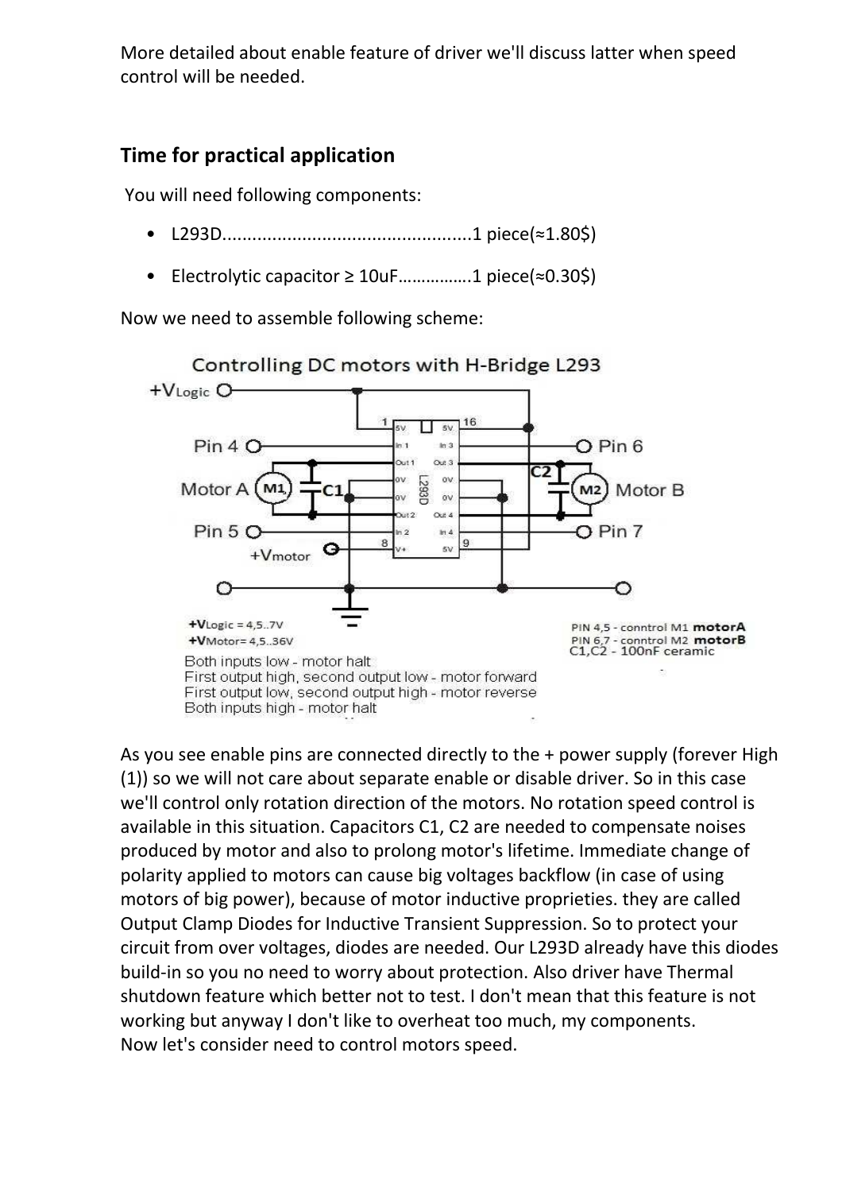More detailed about enable feature of driver we'll discuss latter when speed control will be needed.

## Time for practical application

You will need following components:

- L293D..................................................1 piece(≈1.80$)
- Electrolytic capacitor ≥ 10uF……………1 piece(≈0.30$)

Now we need to assemble following scheme:

**Controlling DC motors with H-Bridge L293**

$+V_{Logic}$ = 4,5..7V
$+V_{Motor}$= 4,5..36V

PIN 4,5 - conntrol M1 **motorA**
PIN 6,7 - conntrol M2 **motorB**
C1,C2 - 100nF ceramic

Both inputs low - motor halt
First output high, second output low - motor forward
First output low, second output high - motor reverse
Both inputs high - motor halt

As you see enable pins are connected directly to the + power supply (forever High (1)) so we will not care about separate enable or disable driver. So in this case we'll control only rotation direction of the motors. No rotation speed control is available in this situation. Capacitors C1, C2 are needed to compensate noises produced by motor and also to prolong motor's lifetime. Immediate change of polarity applied to motors can cause big voltages backflow (in case of using motors of big power), because of motor inductive proprieties. they are called Output Clamp Diodes for Inductive Transient Suppression. So to protect your circuit from over voltages, diodes are needed. Our L293D already have this diodes build-in so you no need to worry about protection. Also driver have Thermal shutdown feature which better not to test. I don't mean that this feature is not working but anyway I don't like to overheat too much, my components.
Now let's consider need to control motors speed.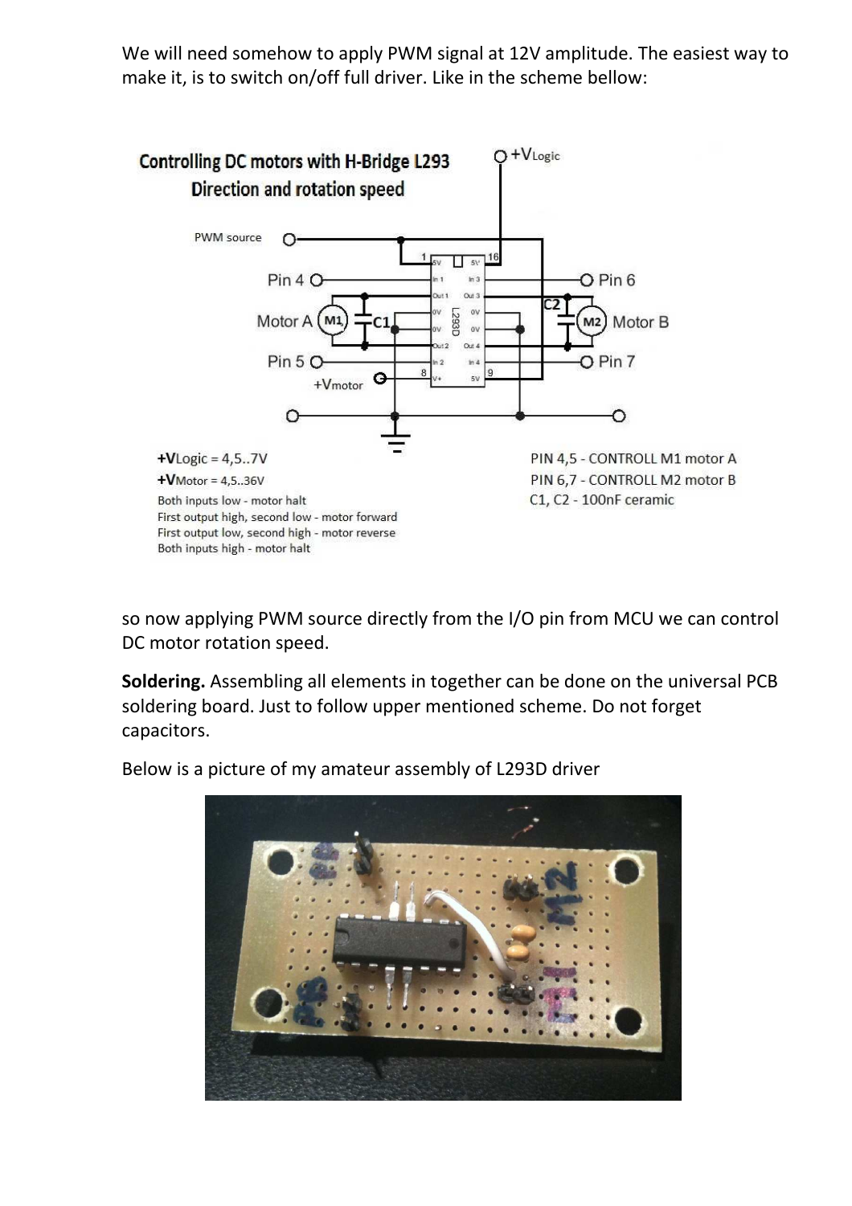We will need somehow to apply PWM signal at 12V amplitude. The easiest way to make it, is to switch on/off full driver. Like in the scheme bellow:

so now applying PWM source directly from the I/O pin from MCU we can control DC motor rotation speed.

**Soldering.** Assembling all elements in together can be done on the universal PCB soldering board. Just to follow upper mentioned scheme. Do not forget capacitors.

Below is a picture of my amateur assembly of L293D driver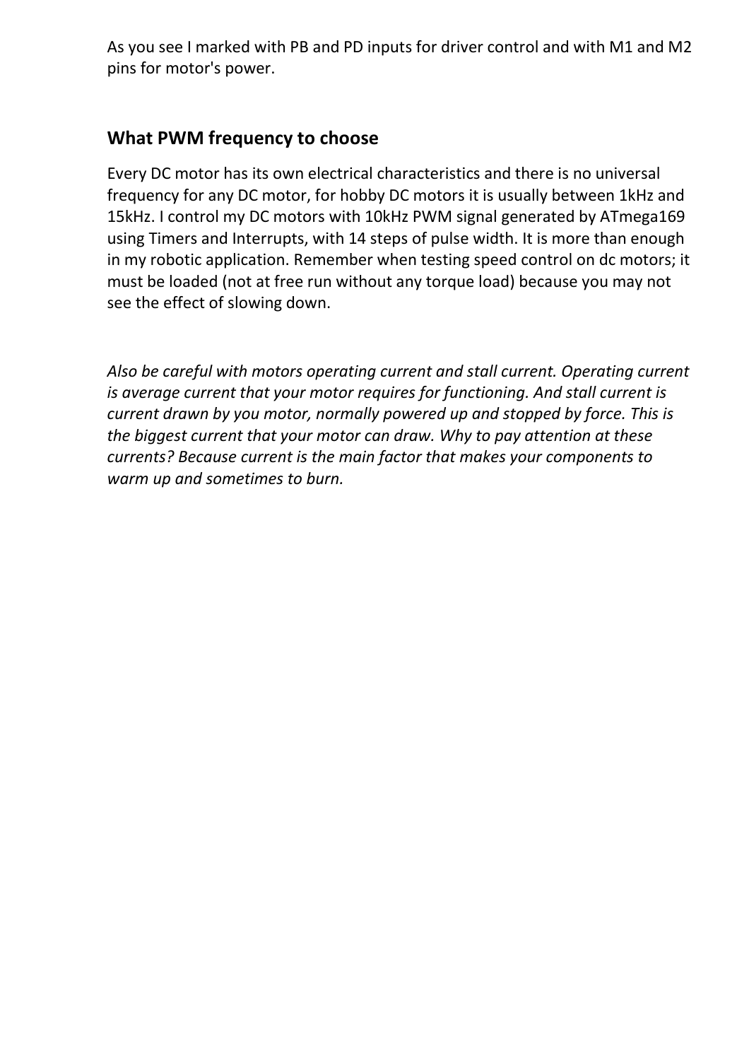As you see I marked with PB and PD inputs for driver control and with M1 and M2 pins for motor's power.

## What PWM frequency to choose

Every DC motor has its own electrical characteristics and there is no universal frequency for any DC motor, for hobby DC motors it is usually between 1kHz and 15kHz. I control my DC motors with 10kHz PWM signal generated by ATmega169 using Timers and Interrupts, with 14 steps of pulse width. It is more than enough in my robotic application. Remember when testing speed control on dc motors; it must be loaded (not at free run without any torque load) because you may not see the effect of slowing down.

*Also be careful with motors operating current and stall current. Operating current is average current that your motor requires for functioning. And stall current is current drawn by you motor, normally powered up and stopped by force. This is the biggest current that your motor can draw. Why to pay attention at these currents? Because current is the main factor that makes your components to warm up and sometimes to burn.*